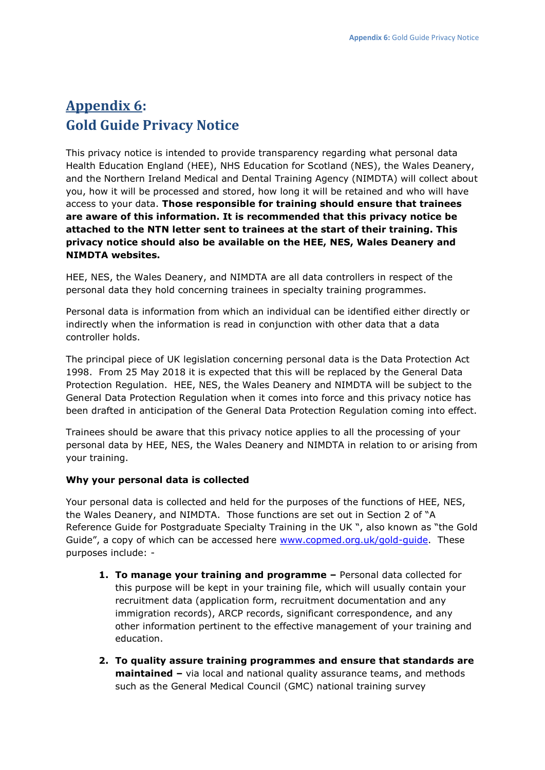# Appendix 6: Gold Guide Privacy Notice

This privacy notice is intended to provide transparency regarding what personal data Health Education England (HEE), NHS Education for Scotland (NES), the Wales Deanery, and the Northern Ireland Medical and Dental Training Agency (NIMDTA) will collect about you, how it will be processed and stored, how long it will be retained and who will have access to your data. **Those responsible for training should ensure that trainees are aware of this information. It is recommended that this privacy notice be attached to the NTN letter sent to trainees at the start of their training. This privacy notice should also be available on the HEE, NES, Wales Deanery and NIMDTA websites.**

HEE, NES, the Wales Deanery, and NIMDTA are all data controllers in respect of the personal data they hold concerning trainees in specialty training programmes.

Personal data is information from which an individual can be identified either directly or indirectly when the information is read in conjunction with other data that a data controller holds.

The principal piece of UK legislation concerning personal data is the Data Protection Act 1998. From 25 May 2018 it is expected that this will be replaced by the General Data Protection Regulation. HEE, NES, the Wales Deanery and NIMDTA will be subject to the General Data Protection Regulation when it comes into force and this privacy notice has been drafted in anticipation of the General Data Protection Regulation coming into effect.

Trainees should be aware that this privacy notice applies to all the processing of your personal data by HEE, NES, the Wales Deanery and NIMDTA in relation to or arising from your training.

**Why your personal data is collected**

Your personal data is collected and held for the purposes of the functions of HEE, NES, the Wales Deanery, and NIMDTA. Those functions are set out in Section 2 of "A Reference Guide for Postgraduate Specialty Training in the UK ", also known as "the Gold Guide", a copy of which can be accessed here [www.copmed.org.uk/gold-guide](www.copmed.org.uk/gold-guide). These purposes include: -

1. **To manage your training and programme –** Personal data collected for this purpose will be kept in your training file, which will usually contain your recruitment data (application form, recruitment documentation and any immigration records), ARCP records, significant correspondence, and any other information pertinent to the effective management of your training and education.
2. **To quality assure training programmes and ensure that standards are maintained –** via local and national quality assurance teams, and methods such as the General Medical Council (GMC) national training survey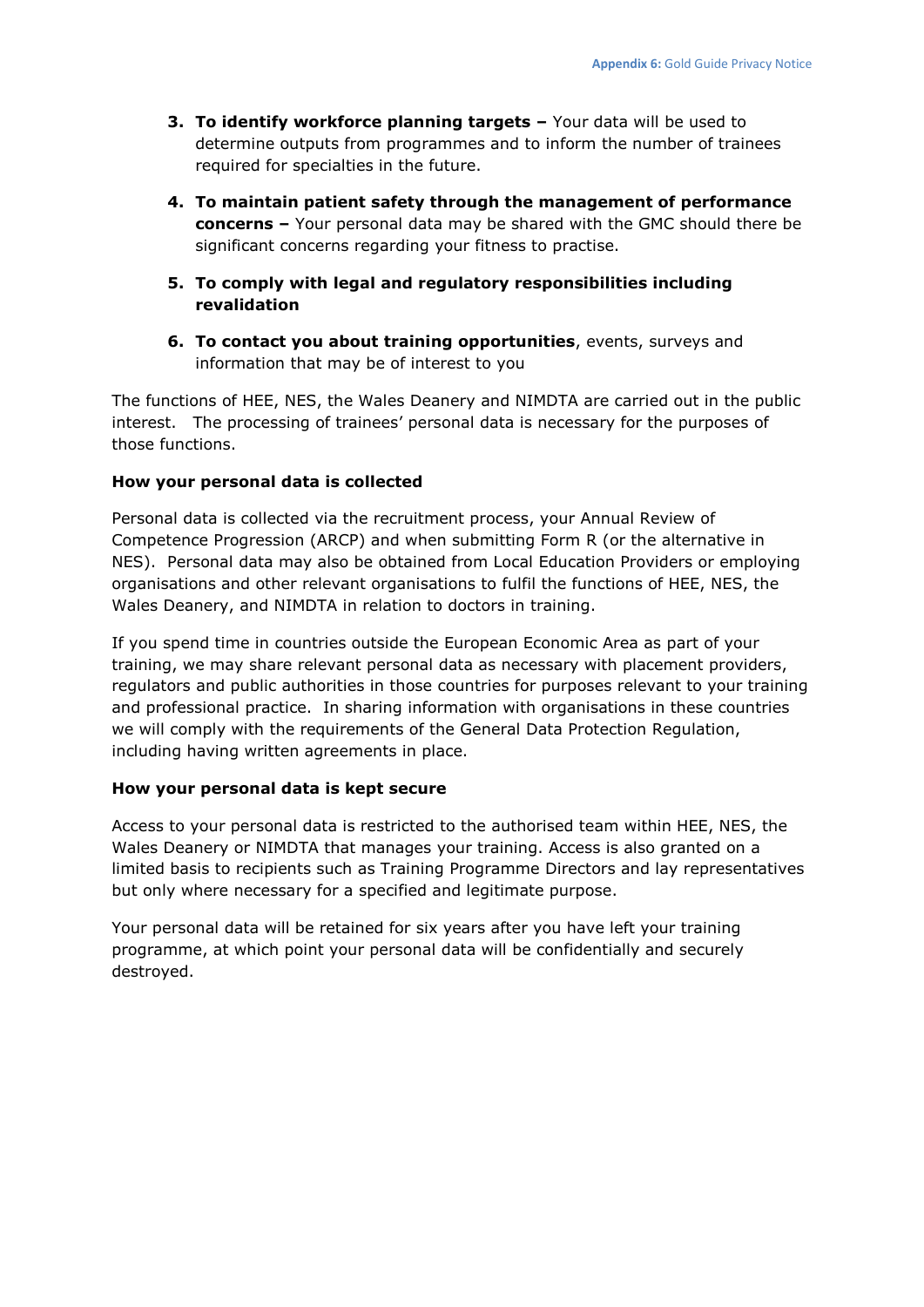3. **To identify workforce planning targets –** Your data will be used to determine outputs from programmes and to inform the number of trainees required for specialties in the future.

4. **To maintain patient safety through the management of performance concerns –** Your personal data may be shared with the GMC should there be significant concerns regarding your fitness to practise.

5. **To comply with legal and regulatory responsibilities including revalidation**

6. **To contact you about training opportunities**, events, surveys and information that may be of interest to you

The functions of HEE, NES, the Wales Deanery and NIMDTA are carried out in the public interest. The processing of trainees' personal data is necessary for the purposes of those functions.

**How your personal data is collected**

Personal data is collected via the recruitment process, your Annual Review of Competence Progression (ARCP) and when submitting Form R (or the alternative in NES). Personal data may also be obtained from Local Education Providers or employing organisations and other relevant organisations to fulfil the functions of HEE, NES, the Wales Deanery, and NIMDTA in relation to doctors in training.

If you spend time in countries outside the European Economic Area as part of your training, we may share relevant personal data as necessary with placement providers, regulators and public authorities in those countries for purposes relevant to your training and professional practice. In sharing information with organisations in these countries we will comply with the requirements of the General Data Protection Regulation, including having written agreements in place.

**How your personal data is kept secure**

Access to your personal data is restricted to the authorised team within HEE, NES, the Wales Deanery or NIMDTA that manages your training. Access is also granted on a limited basis to recipients such as Training Programme Directors and lay representatives but only where necessary for a specified and legitimate purpose.

Your personal data will be retained for six years after you have left your training programme, at which point your personal data will be confidentially and securely destroyed.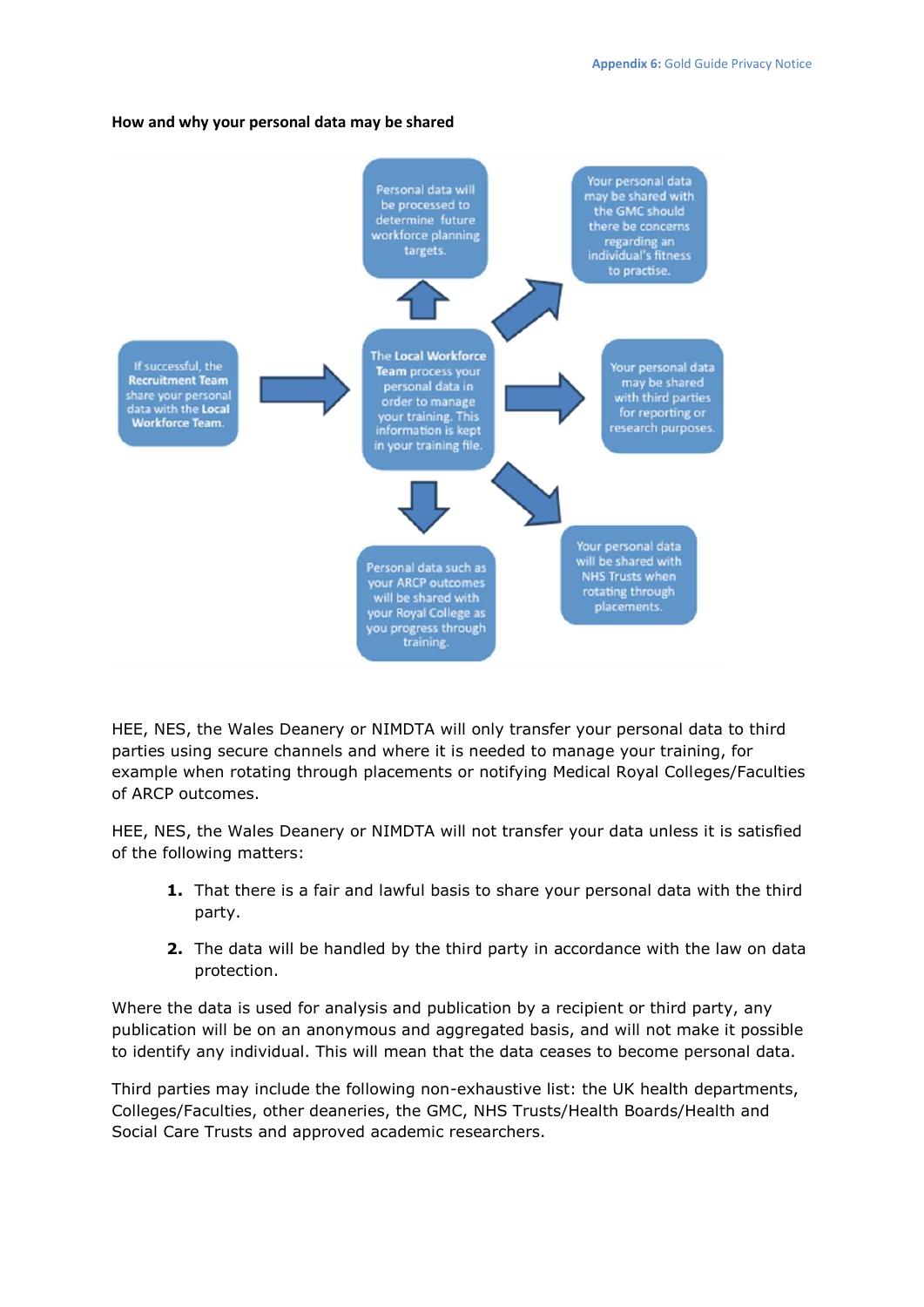**How and why your personal data may be shared**

If successful, the **Recruitment Team** share your personal data with the **Local Workforce Team**.

**The Local Workforce Team** process your personal data in order to manage your training. This information is kept in your training file.

Personal data will be processed to determine future workforce planning targets.

Your personal data may be shared with the GMC should there be concerns regarding an individual's fitness to practise.

Your personal data may be shared with third parties for reporting or research purposes.

Your personal data will be shared with NHS Trusts when rotating through placements.

Personal data such as your ARCP outcomes will be shared with your Royal College as you progress through training.

HEE, NES, the Wales Deanery or NIMDTA will only transfer your personal data to third parties using secure channels and where it is needed to manage your training, for example when rotating through placements or notifying Medical Royal Colleges/Faculties of ARCP outcomes.

HEE, NES, the Wales Deanery or NIMDTA will not transfer your data unless it is satisfied of the following matters:

1. That there is a fair and lawful basis to share your personal data with the third party.
2. The data will be handled by the third party in accordance with the law on data protection.

Where the data is used for analysis and publication by a recipient or third party, any publication will be on an anonymous and aggregated basis, and will not make it possible to identify any individual. This will mean that the data ceases to become personal data.

Third parties may include the following non-exhaustive list: the UK health departments, Colleges/Faculties, other deaneries, the GMC, NHS Trusts/Health Boards/Health and Social Care Trusts and approved academic researchers.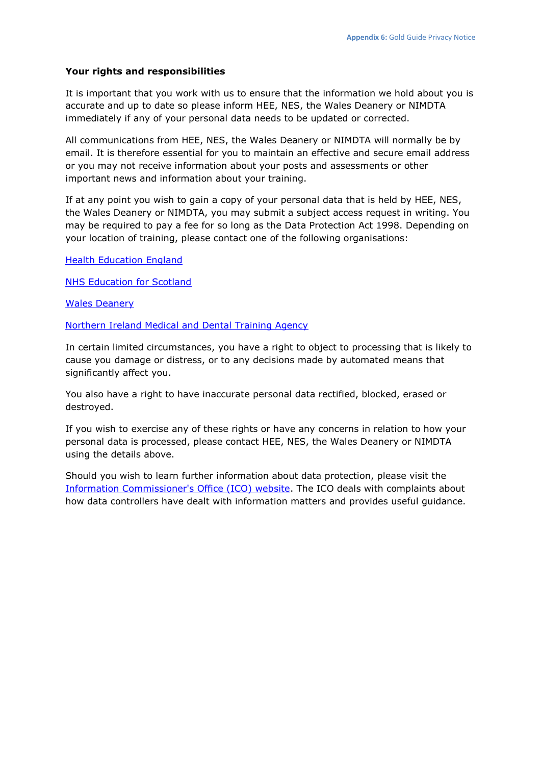**Your rights and responsibilities**

It is important that you work with us to ensure that the information we hold about you is accurate and up to date so please inform HEE, NES, the Wales Deanery or NIMDTA immediately if any of your personal data needs to be updated or corrected.

All communications from HEE, NES, the Wales Deanery or NIMDTA will normally be by email. It is therefore essential for you to maintain an effective and secure email address or you may not receive information about your posts and assessments or other important news and information about your training.

If at any point you wish to gain a copy of your personal data that is held by HEE, NES, the Wales Deanery or NIMDTA, you may submit a subject access request in writing. You may be required to pay a fee for so long as the Data Protection Act 1998. Depending on your location of training, please contact one of the following organisations:

Health Education England

NHS Education for Scotland

Wales Deanery

Northern Ireland Medical and Dental Training Agency

In certain limited circumstances, you have a right to object to processing that is likely to cause you damage or distress, or to any decisions made by automated means that significantly affect you.

You also have a right to have inaccurate personal data rectified, blocked, erased or destroyed.

If you wish to exercise any of these rights or have any concerns in relation to how your personal data is processed, please contact HEE, NES, the Wales Deanery or NIMDTA using the details above.

Should you wish to learn further information about data protection, please visit the Information Commissioner's Office (ICO) website. The ICO deals with complaints about how data controllers have dealt with information matters and provides useful guidance.